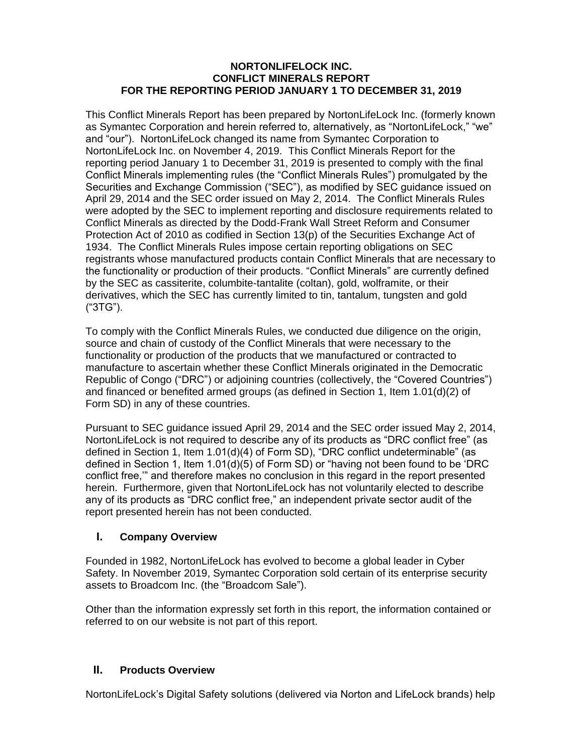# NORTONLIFELOCK INC.
# CONFLICT MINERALS REPORT
# FOR THE REPORTING PERIOD JANUARY 1 TO DECEMBER 31, 2019

This Conflict Minerals Report has been prepared by NortonLifeLock Inc. (formerly known as Symantec Corporation and herein referred to, alternatively, as "NortonLifeLock," "we" and "our"). NortonLifeLock changed its name from Symantec Corporation to NortonLifeLock Inc. on November 4, 2019. This Conflict Minerals Report for the reporting period January 1 to December 31, 2019 is presented to comply with the final Conflict Minerals implementing rules (the "Conflict Minerals Rules") promulgated by the Securities and Exchange Commission ("SEC"), as modified by SEC guidance issued on April 29, 2014 and the SEC order issued on May 2, 2014. The Conflict Minerals Rules were adopted by the SEC to implement reporting and disclosure requirements related to Conflict Minerals as directed by the Dodd-Frank Wall Street Reform and Consumer Protection Act of 2010 as codified in Section 13(p) of the Securities Exchange Act of 1934. The Conflict Minerals Rules impose certain reporting obligations on SEC registrants whose manufactured products contain Conflict Minerals that are necessary to the functionality or production of their products. "Conflict Minerals" are currently defined by the SEC as cassiterite, columbite-tantalite (coltan), gold, wolframite, or their derivatives, which the SEC has currently limited to tin, tantalum, tungsten and gold ("3TG").

To comply with the Conflict Minerals Rules, we conducted due diligence on the origin, source and chain of custody of the Conflict Minerals that were necessary to the functionality or production of the products that we manufactured or contracted to manufacture to ascertain whether these Conflict Minerals originated in the Democratic Republic of Congo ("DRC") or adjoining countries (collectively, the "Covered Countries") and financed or benefited armed groups (as defined in Section 1, Item 1.01(d)(2) of Form SD) in any of these countries.

Pursuant to SEC guidance issued April 29, 2014 and the SEC order issued May 2, 2014, NortonLifeLock is not required to describe any of its products as "DRC conflict free" (as defined in Section 1, Item 1.01(d)(4) of Form SD), "DRC conflict undeterminable" (as defined in Section 1, Item 1.01(d)(5) of Form SD) or "having not been found to be 'DRC conflict free,'" and therefore makes no conclusion in this regard in the report presented herein. Furthermore, given that NortonLifeLock has not voluntarily elected to describe any of its products as "DRC conflict free," an independent private sector audit of the report presented herein has not been conducted.

## I. Company Overview

Founded in 1982, NortonLifeLock has evolved to become a global leader in Cyber Safety. In November 2019, Symantec Corporation sold certain of its enterprise security assets to Broadcom Inc. (the "Broadcom Sale").

Other than the information expressly set forth in this report, the information contained or referred to on our website is not part of this report.

## II. Products Overview

NortonLifeLock's Digital Safety solutions (delivered via Norton and LifeLock brands) help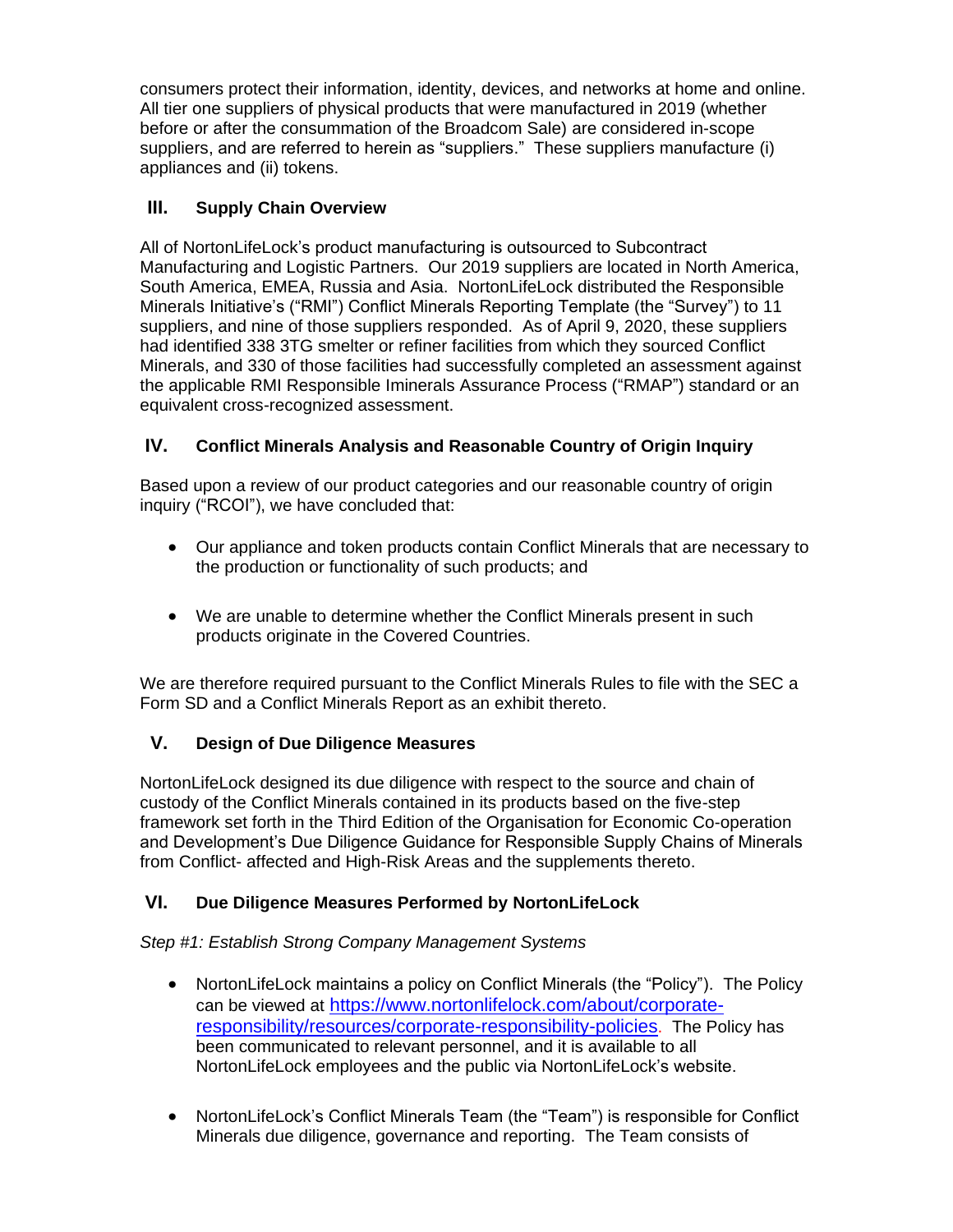consumers protect their information, identity, devices, and networks at home and online. All tier one suppliers of physical products that were manufactured in 2019 (whether before or after the consummation of the Broadcom Sale) are considered in-scope suppliers, and are referred to herein as "suppliers." These suppliers manufacture (i) appliances and (ii) tokens.

## III. Supply Chain Overview

All of NortonLifeLock's product manufacturing is outsourced to Subcontract Manufacturing and Logistic Partners. Our 2019 suppliers are located in North America, South America, EMEA, Russia and Asia. NortonLifeLock distributed the Responsible Minerals Initiative's ("RMI") Conflict Minerals Reporting Template (the "Survey") to 11 suppliers, and nine of those suppliers responded. As of April 9, 2020, these suppliers had identified 338 3TG smelter or refiner facilities from which they sourced Conflict Minerals, and 330 of those facilities had successfully completed an assessment against the applicable RMI Responsible Iminerals Assurance Process ("RMAP") standard or an equivalent cross-recognized assessment.

## IV. Conflict Minerals Analysis and Reasonable Country of Origin Inquiry

Based upon a review of our product categories and our reasonable country of origin inquiry ("RCOI"), we have concluded that:

- Our appliance and token products contain Conflict Minerals that are necessary to the production or functionality of such products; and
- We are unable to determine whether the Conflict Minerals present in such products originate in the Covered Countries.

We are therefore required pursuant to the Conflict Minerals Rules to file with the SEC a Form SD and a Conflict Minerals Report as an exhibit thereto.

## V. Design of Due Diligence Measures

NortonLifeLock designed its due diligence with respect to the source and chain of custody of the Conflict Minerals contained in its products based on the five-step framework set forth in the Third Edition of the Organisation for Economic Co-operation and Development's Due Diligence Guidance for Responsible Supply Chains of Minerals from Conflict- affected and High-Risk Areas and the supplements thereto.

## VI. Due Diligence Measures Performed by NortonLifeLock

*Step #1: Establish Strong Company Management Systems*

- NortonLifeLock maintains a policy on Conflict Minerals (the "Policy"). The Policy can be viewed at [https://www.nortonlifelock.com/about/corporate-responsibility/resources/corporate-responsibility-policies](https://www.nortonlifelock.com/about/corporate-responsibility/resources/corporate-responsibility-policies). The Policy has been communicated to relevant personnel, and it is available to all NortonLifeLock employees and the public via NortonLifeLock's website.
- NortonLifeLock's Conflict Minerals Team (the "Team") is responsible for Conflict Minerals due diligence, governance and reporting. The Team consists of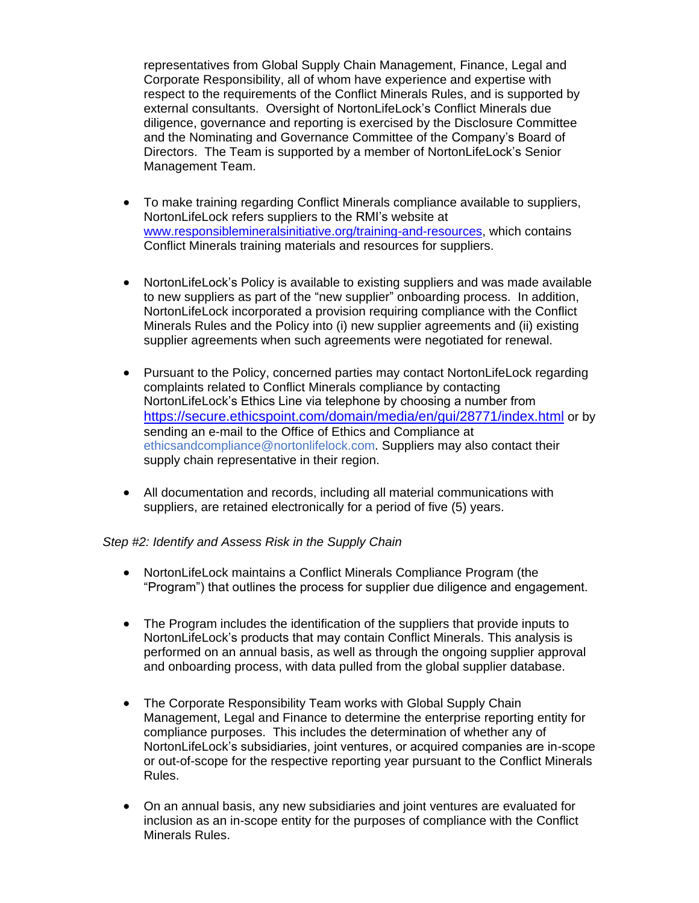representatives from Global Supply Chain Management, Finance, Legal and Corporate Responsibility, all of whom have experience and expertise with respect to the requirements of the Conflict Minerals Rules, and is supported by external consultants. Oversight of NortonLifeLock's Conflict Minerals due diligence, governance and reporting is exercised by the Disclosure Committee and the Nominating and Governance Committee of the Company's Board of Directors. The Team is supported by a member of NortonLifeLock's Senior Management Team.

- To make training regarding Conflict Minerals compliance available to suppliers, NortonLifeLock refers suppliers to the RMI's website at www.responsiblemineralsinitiative.org/training-and-resources, which contains Conflict Minerals training materials and resources for suppliers.

- NortonLifeLock's Policy is available to existing suppliers and was made available to new suppliers as part of the "new supplier" onboarding process. In addition, NortonLifeLock incorporated a provision requiring compliance with the Conflict Minerals Rules and the Policy into (i) new supplier agreements and (ii) existing supplier agreements when such agreements were negotiated for renewal.

- Pursuant to the Policy, concerned parties may contact NortonLifeLock regarding complaints related to Conflict Minerals compliance by contacting NortonLifeLock's Ethics Line via telephone by choosing a number from https://secure.ethicspoint.com/domain/media/en/gui/28771/index.html or by sending an e-mail to the Office of Ethics and Compliance at ethicsandcompliance@nortonlifelock.com. Suppliers may also contact their supply chain representative in their region.

- All documentation and records, including all material communications with suppliers, are retained electronically for a period of five (5) years.

*Step #2: Identify and Assess Risk in the Supply Chain*

- NortonLifeLock maintains a Conflict Minerals Compliance Program (the "Program") that outlines the process for supplier due diligence and engagement.

- The Program includes the identification of the suppliers that provide inputs to NortonLifeLock's products that may contain Conflict Minerals. This analysis is performed on an annual basis, as well as through the ongoing supplier approval and onboarding process, with data pulled from the global supplier database.

- The Corporate Responsibility Team works with Global Supply Chain Management, Legal and Finance to determine the enterprise reporting entity for compliance purposes. This includes the determination of whether any of NortonLifeLock's subsidiaries, joint ventures, or acquired companies are in-scope or out-of-scope for the respective reporting year pursuant to the Conflict Minerals Rules.

- On an annual basis, any new subsidiaries and joint ventures are evaluated for inclusion as an in-scope entity for the purposes of compliance with the Conflict Minerals Rules.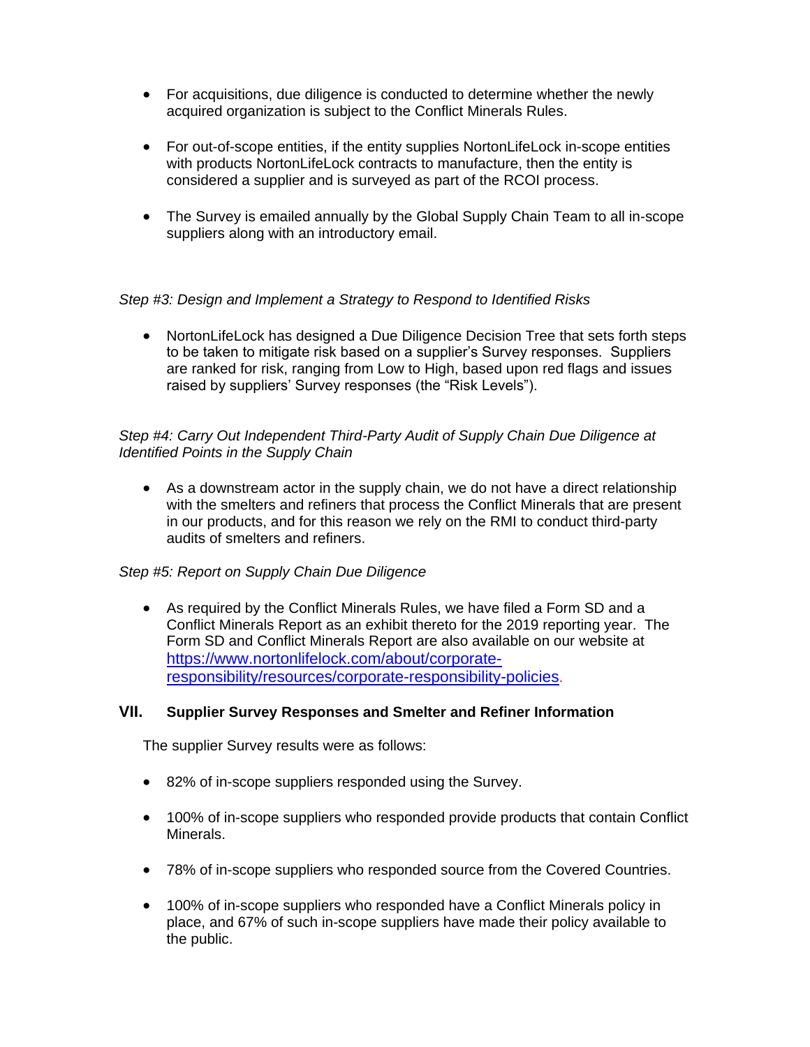- For acquisitions, due diligence is conducted to determine whether the newly acquired organization is subject to the Conflict Minerals Rules.

- For out-of-scope entities, if the entity supplies NortonLifeLock in-scope entities with products NortonLifeLock contracts to manufacture, then the entity is considered a supplier and is surveyed as part of the RCOI process.

- The Survey is emailed annually by the Global Supply Chain Team to all in-scope suppliers along with an introductory email.

*Step #3: Design and Implement a Strategy to Respond to Identified Risks*

- NortonLifeLock has designed a Due Diligence Decision Tree that sets forth steps to be taken to mitigate risk based on a supplier's Survey responses. Suppliers are ranked for risk, ranging from Low to High, based upon red flags and issues raised by suppliers' Survey responses (the "Risk Levels").

*Step #4: Carry Out Independent Third-Party Audit of Supply Chain Due Diligence at Identified Points in the Supply Chain*

- As a downstream actor in the supply chain, we do not have a direct relationship with the smelters and refiners that process the Conflict Minerals that are present in our products, and for this reason we rely on the RMI to conduct third-party audits of smelters and refiners.

*Step #5: Report on Supply Chain Due Diligence*

- As required by the Conflict Minerals Rules, we have filed a Form SD and a Conflict Minerals Report as an exhibit thereto for the 2019 reporting year. The Form SD and Conflict Minerals Report are also available on our website at [https://www.nortonlifelock.com/about/corporate-responsibility/resources/corporate-responsibility-policies](https://www.nortonlifelock.com/about/corporate-responsibility/resources/corporate-responsibility-policies).

## VII. Supplier Survey Responses and Smelter and Refiner Information

The supplier Survey results were as follows:

- 82% of in-scope suppliers responded using the Survey.

- 100% of in-scope suppliers who responded provide products that contain Conflict Minerals.

- 78% of in-scope suppliers who responded source from the Covered Countries.

- 100% of in-scope suppliers who responded have a Conflict Minerals policy in place, and 67% of such in-scope suppliers have made their policy available to the public.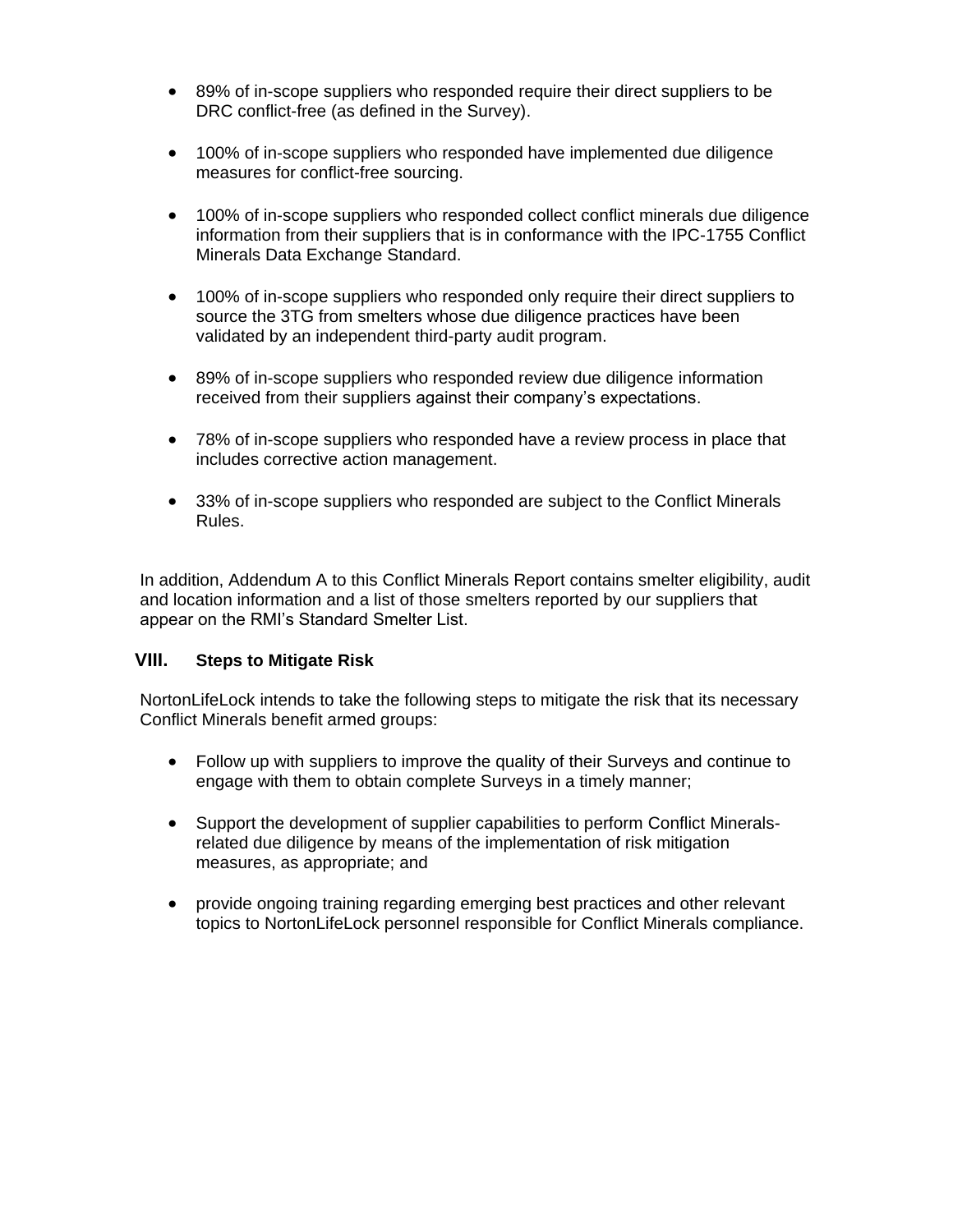- 89% of in-scope suppliers who responded require their direct suppliers to be DRC conflict-free (as defined in the Survey).

- 100% of in-scope suppliers who responded have implemented due diligence measures for conflict-free sourcing.

- 100% of in-scope suppliers who responded collect conflict minerals due diligence information from their suppliers that is in conformance with the IPC-1755 Conflict Minerals Data Exchange Standard.

- 100% of in-scope suppliers who responded only require their direct suppliers to source the 3TG from smelters whose due diligence practices have been validated by an independent third-party audit program.

- 89% of in-scope suppliers who responded review due diligence information received from their suppliers against their company's expectations.

- 78% of in-scope suppliers who responded have a review process in place that includes corrective action management.

- 33% of in-scope suppliers who responded are subject to the Conflict Minerals Rules.

In addition, Addendum A to this Conflict Minerals Report contains smelter eligibility, audit and location information and a list of those smelters reported by our suppliers that appear on the RMI's Standard Smelter List.

## VIII. Steps to Mitigate Risk

NortonLifeLock intends to take the following steps to mitigate the risk that its necessary Conflict Minerals benefit armed groups:

- Follow up with suppliers to improve the quality of their Surveys and continue to engage with them to obtain complete Surveys in a timely manner;

- Support the development of supplier capabilities to perform Conflict Minerals-related due diligence by means of the implementation of risk mitigation measures, as appropriate; and

- provide ongoing training regarding emerging best practices and other relevant topics to NortonLifeLock personnel responsible for Conflict Minerals compliance.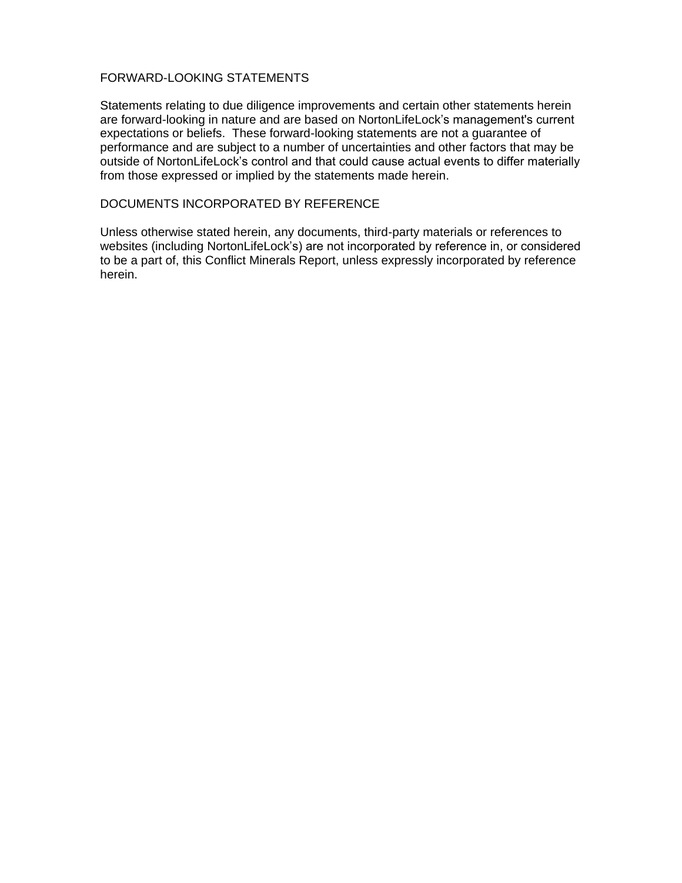## FORWARD-LOOKING STATEMENTS

Statements relating to due diligence improvements and certain other statements herein are forward-looking in nature and are based on NortonLifeLock's management's current expectations or beliefs. These forward-looking statements are not a guarantee of performance and are subject to a number of uncertainties and other factors that may be outside of NortonLifeLock's control and that could cause actual events to differ materially from those expressed or implied by the statements made herein.

## DOCUMENTS INCORPORATED BY REFERENCE

Unless otherwise stated herein, any documents, third-party materials or references to websites (including NortonLifeLock's) are not incorporated by reference in, or considered to be a part of, this Conflict Minerals Report, unless expressly incorporated by reference herein.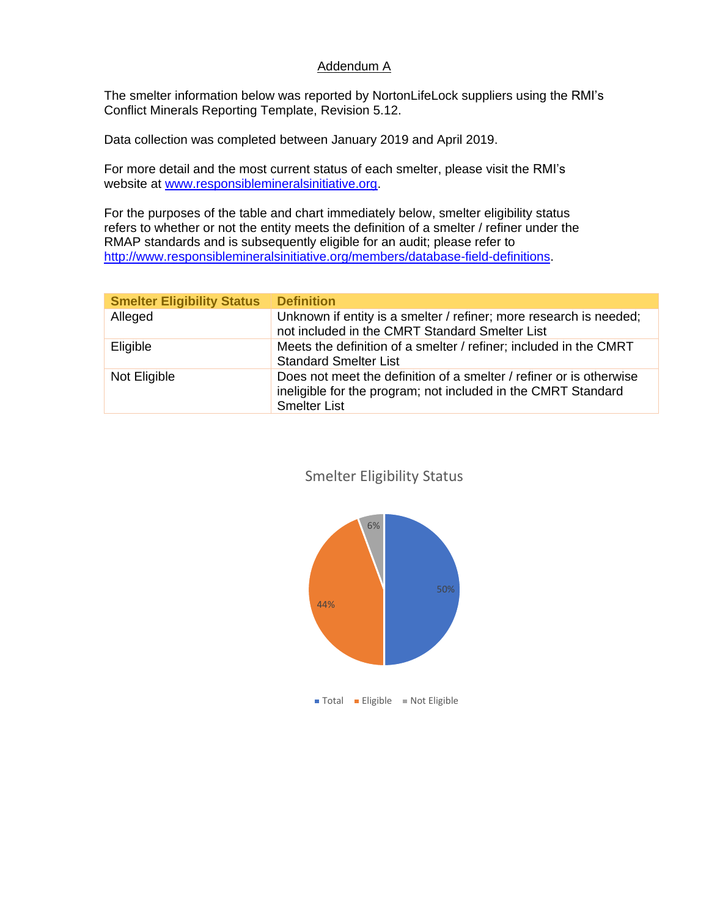## Addendum A

The smelter information below was reported by NortonLifeLock suppliers using the RMI's Conflict Minerals Reporting Template, Revision 5.12.

Data collection was completed between January 2019 and April 2019.

For more detail and the most current status of each smelter, please visit the RMI's website at [www.responsiblemineralsinitiative.org](http://www.responsiblemineralsinitiative.org).

For the purposes of the table and chart immediately below, smelter eligibility status refers to whether or not the entity meets the definition of a smelter / refiner under the RMAP standards and is subsequently eligible for an audit; please refer to [http://www.responsiblemineralsinitiative.org/members/database-field-definitions](http://www.responsiblemineralsinitiative.org/members/database-field-definitions).

| Smelter Eligibility Status | Definition |
|---|---|
| Alleged | Unknown if entity is a smelter / refiner; more research is needed; not included in the CMRT Standard Smelter List |
| Eligible | Meets the definition of a smelter / refiner; included in the CMRT Standard Smelter List |
| Not Eligible | Does not meet the definition of a smelter / refiner or is otherwise ineligible for the program; not included in the CMRT Standard Smelter List |

Smelter Eligibility Status

| Category | Percentage |
|---|---|
| Total | 50% |
| Eligible | 44% |
| Not Eligible | 6% |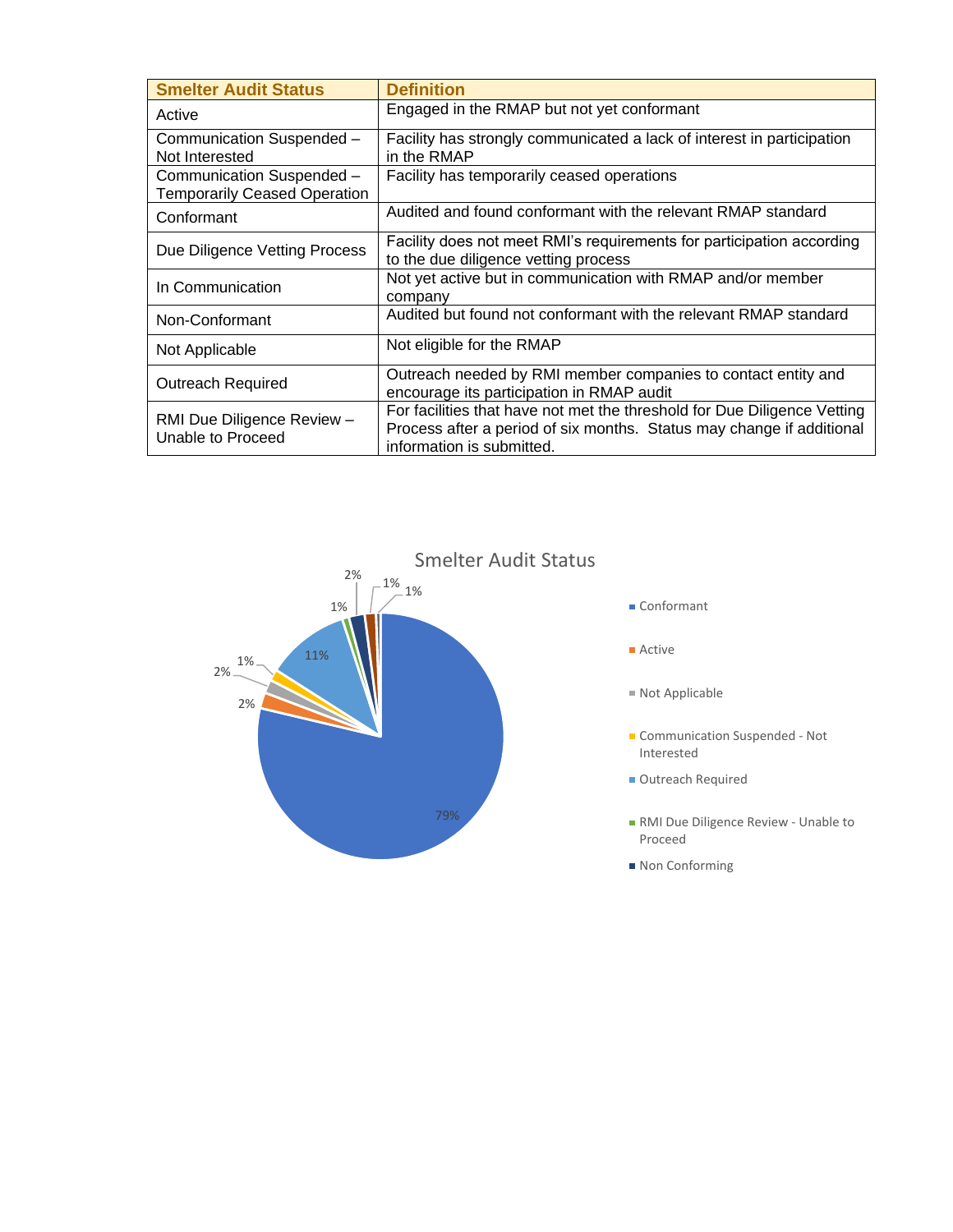| Smelter Audit Status | Definition |
| --- | --- |
| Active | Engaged in the RMAP but not yet conformant |
| Communication Suspended – Not Interested | Facility has strongly communicated a lack of interest in participation in the RMAP |
| Communication Suspended – Temporarily Ceased Operation | Facility has temporarily ceased operations |
| Conformant | Audited and found conformant with the relevant RMAP standard |
| Due Diligence Vetting Process | Facility does not meet RMI's requirements for participation according to the due diligence vetting process |
| In Communication | Not yet active but in communication with RMAP and/or member company |
| Non-Conformant | Audited but found not conformant with the relevant RMAP standard |
| Not Applicable | Not eligible for the RMAP |
| Outreach Required | Outreach needed by RMI member companies to contact entity and encourage its participation in RMAP audit |
| RMI Due Diligence Review – Unable to Proceed | For facilities that have not met the threshold for Due Diligence Vetting Process after a period of six months. Status may change if additional information is submitted. |

Smelter Audit Status

| Status | Percentage |
| --- | --- |
| Conformant | 79% |
| Active | 2% |
| Not Applicable | 2% |
| Communication Suspended - Not Interested | 1% |
| Outreach Required | 11% |
| RMI Due Diligence Review - Unable to Proceed | 1% |
| Non Conforming | 2% |
| (unlabeled) | 1% |
| (unlabeled) | 1% |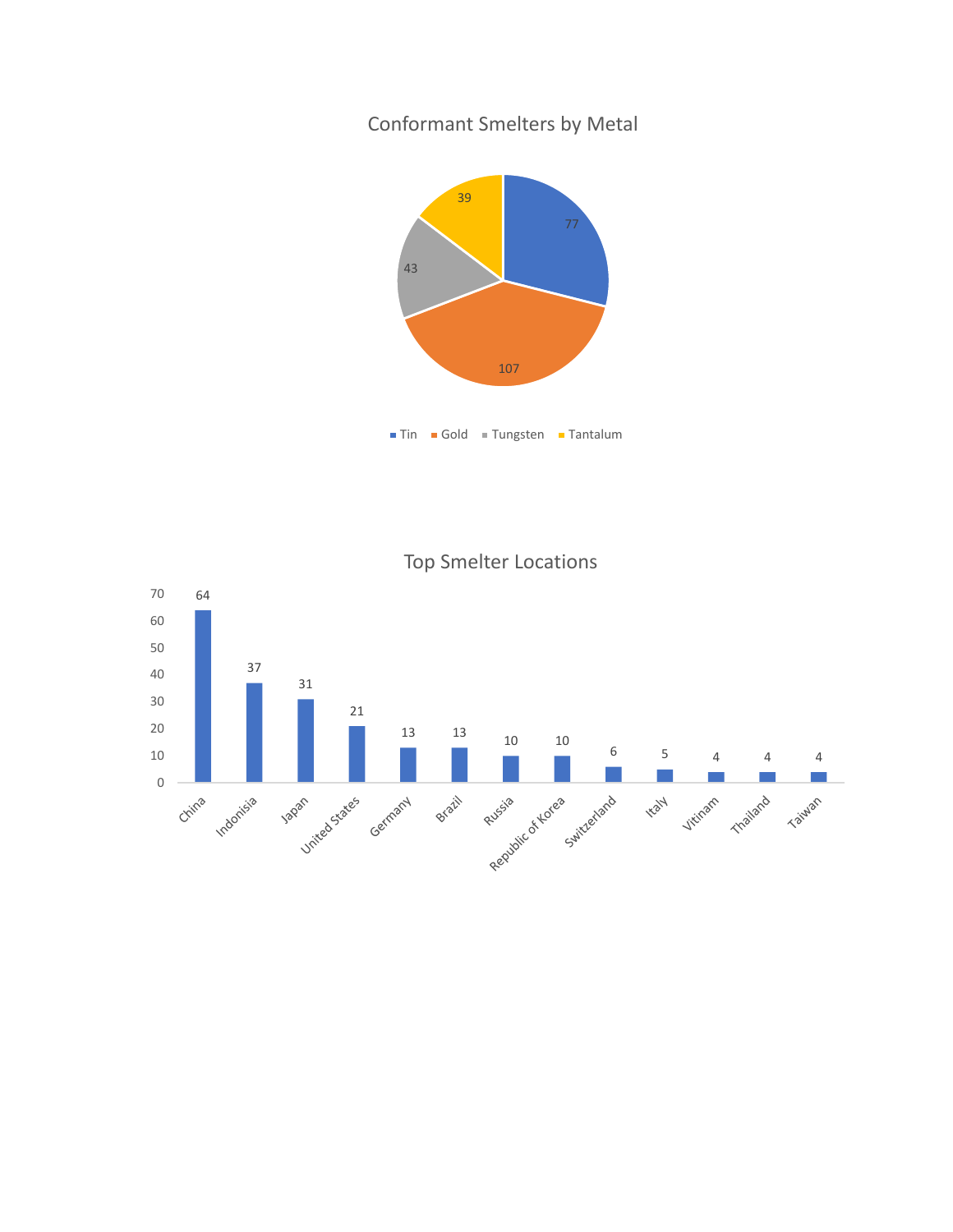## Conformant Smelters by Metal

| Metal | Count |
|---|---|
| Tin | 77 |
| Gold | 107 |
| Tungsten | 43 |
| Tantalum | 39 |

## Top Smelter Locations

| Location | Count |
|---|---|
| China | 64 |
| Indonisia | 37 |
| Japan | 31 |
| United States | 21 |
| Germany | 13 |
| Brazil | 13 |
| Russia | 10 |
| Republic of Korea | 10 |
| Switzerland | 6 |
| Italy | 5 |
| Vitinam | 4 |
| Thailand | 4 |
| Taiwan | 4 |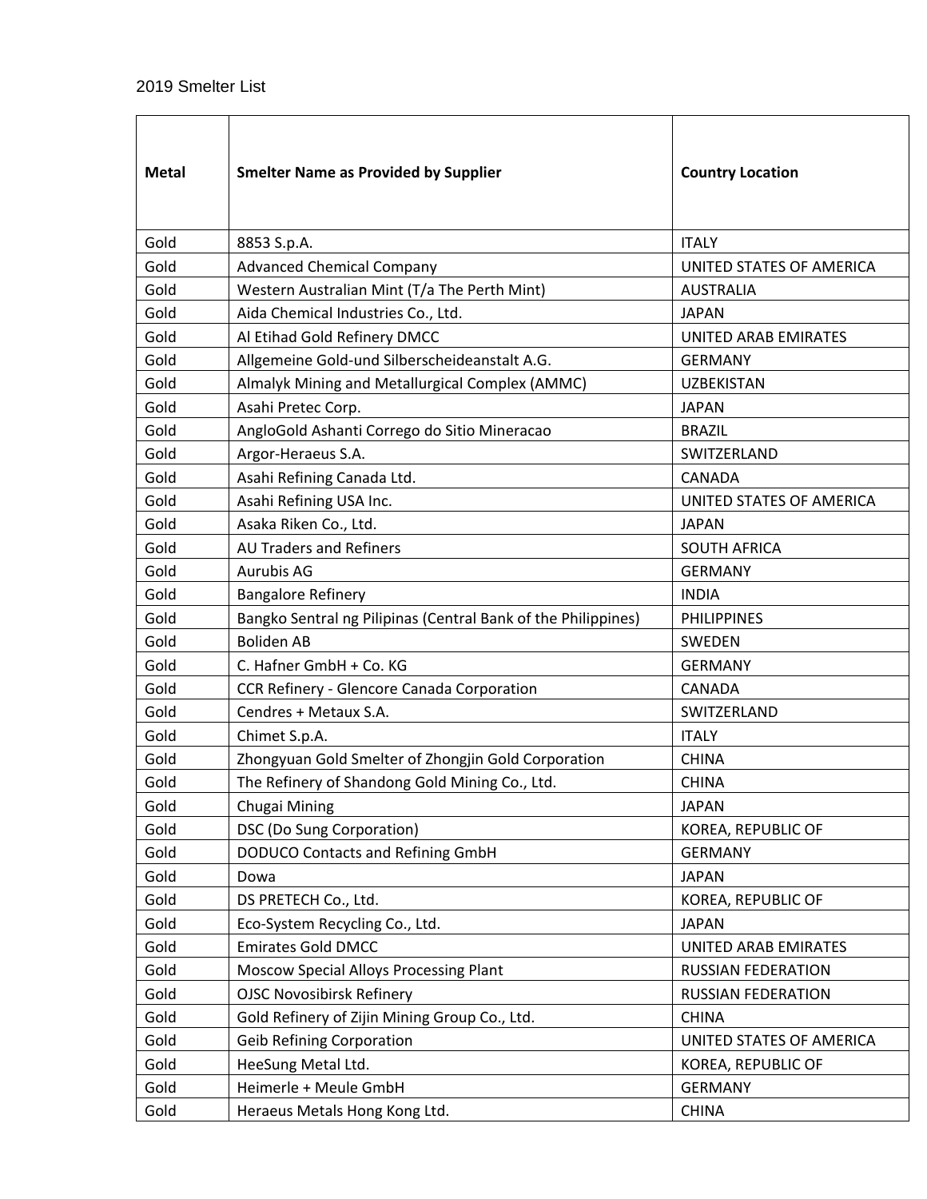2019 Smelter List

| Metal | Smelter Name as Provided by Supplier | Country Location |
|---|---|---|
| Gold | 8853 S.p.A. | ITALY |
| Gold | Advanced Chemical Company | UNITED STATES OF AMERICA |
| Gold | Western Australian Mint (T/a The Perth Mint) | AUSTRALIA |
| Gold | Aida Chemical Industries Co., Ltd. | JAPAN |
| Gold | Al Etihad Gold Refinery DMCC | UNITED ARAB EMIRATES |
| Gold | Allgemeine Gold-und Silberscheideanstalt A.G. | GERMANY |
| Gold | Almalyk Mining and Metallurgical Complex (AMMC) | UZBEKISTAN |
| Gold | Asahi Pretec Corp. | JAPAN |
| Gold | AngloGold Ashanti Corrego do Sitio Mineracao | BRAZIL |
| Gold | Argor-Heraeus S.A. | SWITZERLAND |
| Gold | Asahi Refining Canada Ltd. | CANADA |
| Gold | Asahi Refining USA Inc. | UNITED STATES OF AMERICA |
| Gold | Asaka Riken Co., Ltd. | JAPAN |
| Gold | AU Traders and Refiners | SOUTH AFRICA |
| Gold | Aurubis AG | GERMANY |
| Gold | Bangalore Refinery | INDIA |
| Gold | Bangko Sentral ng Pilipinas (Central Bank of the Philippines) | PHILIPPINES |
| Gold | Boliden AB | SWEDEN |
| Gold | C. Hafner GmbH + Co. KG | GERMANY |
| Gold | CCR Refinery - Glencore Canada Corporation | CANADA |
| Gold | Cendres + Metaux S.A. | SWITZERLAND |
| Gold | Chimet S.p.A. | ITALY |
| Gold | Zhongyuan Gold Smelter of Zhongjin Gold Corporation | CHINA |
| Gold | The Refinery of Shandong Gold Mining Co., Ltd. | CHINA |
| Gold | Chugai Mining | JAPAN |
| Gold | DSC (Do Sung Corporation) | KOREA, REPUBLIC OF |
| Gold | DODUCO Contacts and Refining GmbH | GERMANY |
| Gold | Dowa | JAPAN |
| Gold | DS PRETECH Co., Ltd. | KOREA, REPUBLIC OF |
| Gold | Eco-System Recycling Co., Ltd. | JAPAN |
| Gold | Emirates Gold DMCC | UNITED ARAB EMIRATES |
| Gold | Moscow Special Alloys Processing Plant | RUSSIAN FEDERATION |
| Gold | OJSC Novosibirsk Refinery | RUSSIAN FEDERATION |
| Gold | Gold Refinery of Zijin Mining Group Co., Ltd. | CHINA |
| Gold | Geib Refining Corporation | UNITED STATES OF AMERICA |
| Gold | HeeSung Metal Ltd. | KOREA, REPUBLIC OF |
| Gold | Heimerle + Meule GmbH | GERMANY |
| Gold | Heraeus Metals Hong Kong Ltd. | CHINA |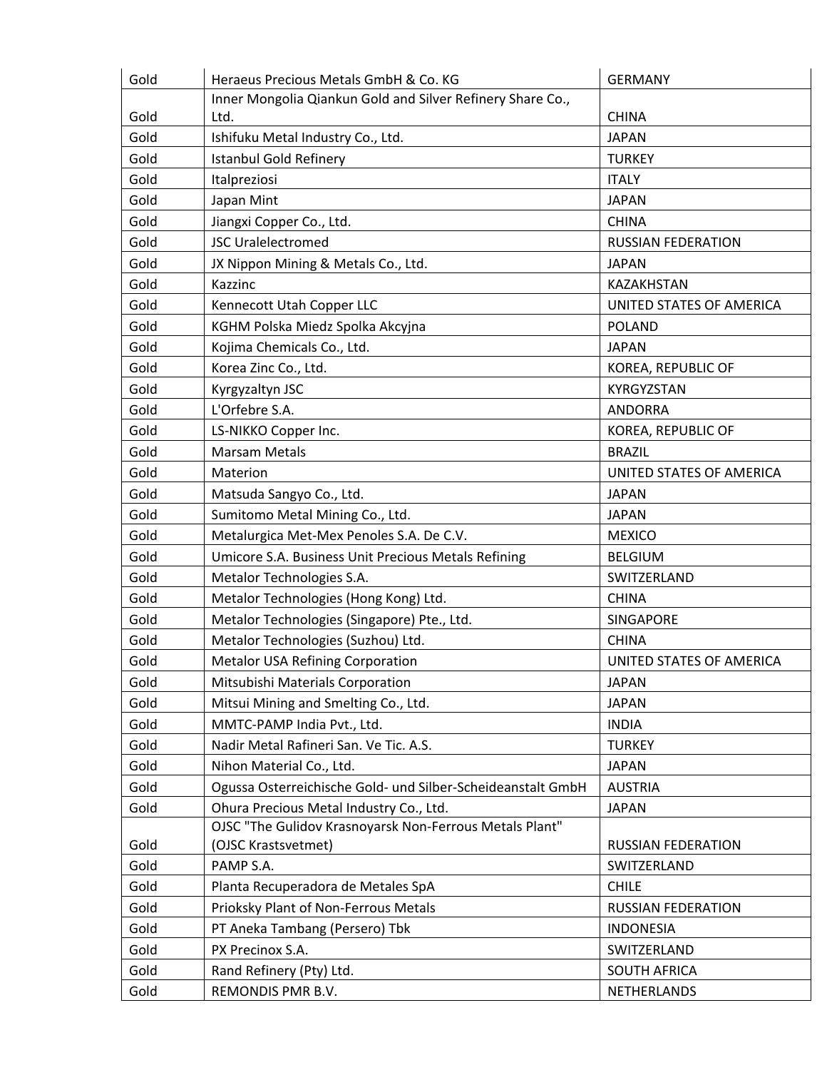| Gold | Heraeus Precious Metals GmbH & Co. KG | GERMANY |
|---|---|---|
| Gold | Inner Mongolia Qiankun Gold and Silver Refinery Share Co., Ltd. | CHINA |
| Gold | Ishifuku Metal Industry Co., Ltd. | JAPAN |
| Gold | Istanbul Gold Refinery | TURKEY |
| Gold | Italpreziosi | ITALY |
| Gold | Japan Mint | JAPAN |
| Gold | Jiangxi Copper Co., Ltd. | CHINA |
| Gold | JSC Uralelectromed | RUSSIAN FEDERATION |
| Gold | JX Nippon Mining & Metals Co., Ltd. | JAPAN |
| Gold | Kazzinc | KAZAKHSTAN |
| Gold | Kennecott Utah Copper LLC | UNITED STATES OF AMERICA |
| Gold | KGHM Polska Miedz Spolka Akcyjna | POLAND |
| Gold | Kojima Chemicals Co., Ltd. | JAPAN |
| Gold | Korea Zinc Co., Ltd. | KOREA, REPUBLIC OF |
| Gold | Kyrgyzaltyn JSC | KYRGYZSTAN |
| Gold | L'Orfebre S.A. | ANDORRA |
| Gold | LS-NIKKO Copper Inc. | KOREA, REPUBLIC OF |
| Gold | Marsam Metals | BRAZIL |
| Gold | Materion | UNITED STATES OF AMERICA |
| Gold | Matsuda Sangyo Co., Ltd. | JAPAN |
| Gold | Sumitomo Metal Mining Co., Ltd. | JAPAN |
| Gold | Metalurgica Met-Mex Penoles S.A. De C.V. | MEXICO |
| Gold | Umicore S.A. Business Unit Precious Metals Refining | BELGIUM |
| Gold | Metalor Technologies S.A. | SWITZERLAND |
| Gold | Metalor Technologies (Hong Kong) Ltd. | CHINA |
| Gold | Metalor Technologies (Singapore) Pte., Ltd. | SINGAPORE |
| Gold | Metalor Technologies (Suzhou) Ltd. | CHINA |
| Gold | Metalor USA Refining Corporation | UNITED STATES OF AMERICA |
| Gold | Mitsubishi Materials Corporation | JAPAN |
| Gold | Mitsui Mining and Smelting Co., Ltd. | JAPAN |
| Gold | MMTC-PAMP India Pvt., Ltd. | INDIA |
| Gold | Nadir Metal Rafineri San. Ve Tic. A.S. | TURKEY |
| Gold | Nihon Material Co., Ltd. | JAPAN |
| Gold | Ogussa Osterreichische Gold- und Silber-Scheideanstalt GmbH | AUSTRIA |
| Gold | Ohura Precious Metal Industry Co., Ltd. | JAPAN |
| Gold | OJSC "The Gulidov Krasnoyarsk Non-Ferrous Metals Plant" (OJSC Krastsvetmet) | RUSSIAN FEDERATION |
| Gold | PAMP S.A. | SWITZERLAND |
| Gold | Planta Recuperadora de Metales SpA | CHILE |
| Gold | Prioksky Plant of Non-Ferrous Metals | RUSSIAN FEDERATION |
| Gold | PT Aneka Tambang (Persero) Tbk | INDONESIA |
| Gold | PX Precinox S.A. | SWITZERLAND |
| Gold | Rand Refinery (Pty) Ltd. | SOUTH AFRICA |
| Gold | REMONDIS PMR B.V. | NETHERLANDS |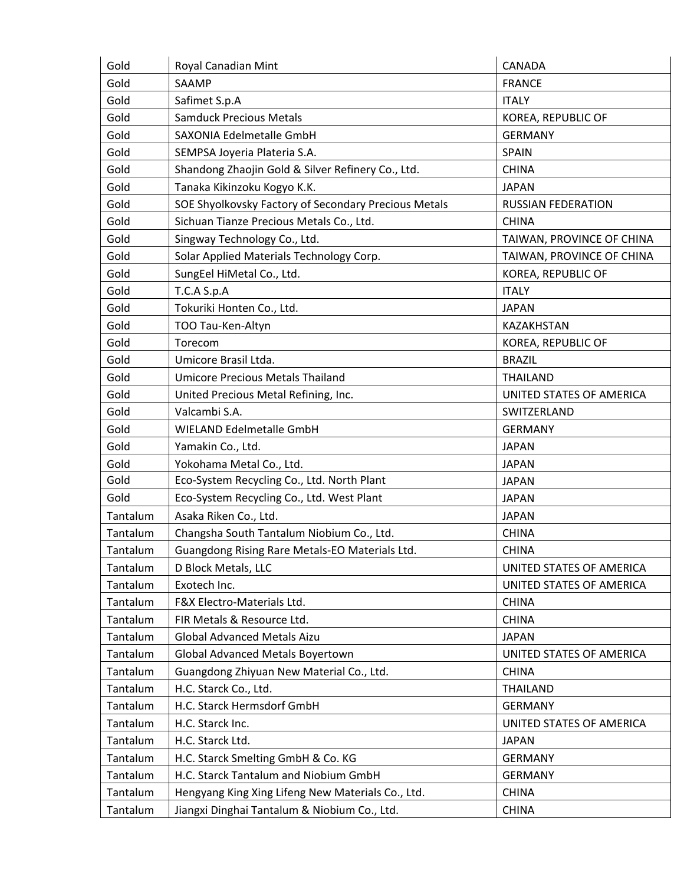| Gold | Royal Canadian Mint | CANADA |
|---|---|---|
| Gold | SAAMP | FRANCE |
| Gold | Safimet S.p.A | ITALY |
| Gold | Samduck Precious Metals | KOREA, REPUBLIC OF |
| Gold | SAXONIA Edelmetalle GmbH | GERMANY |
| Gold | SEMPSA Joyeria Plateria S.A. | SPAIN |
| Gold | Shandong Zhaojin Gold & Silver Refinery Co., Ltd. | CHINA |
| Gold | Tanaka Kikinzoku Kogyo K.K. | JAPAN |
| Gold | SOE Shyolkovsky Factory of Secondary Precious Metals | RUSSIAN FEDERATION |
| Gold | Sichuan Tianze Precious Metals Co., Ltd. | CHINA |
| Gold | Singway Technology Co., Ltd. | TAIWAN, PROVINCE OF CHINA |
| Gold | Solar Applied Materials Technology Corp. | TAIWAN, PROVINCE OF CHINA |
| Gold | SungEel HiMetal Co., Ltd. | KOREA, REPUBLIC OF |
| Gold | T.C.A S.p.A | ITALY |
| Gold | Tokuriki Honten Co., Ltd. | JAPAN |
| Gold | TOO Tau-Ken-Altyn | KAZAKHSTAN |
| Gold | Torecom | KOREA, REPUBLIC OF |
| Gold | Umicore Brasil Ltda. | BRAZIL |
| Gold | Umicore Precious Metals Thailand | THAILAND |
| Gold | United Precious Metal Refining, Inc. | UNITED STATES OF AMERICA |
| Gold | Valcambi S.A. | SWITZERLAND |
| Gold | WIELAND Edelmetalle GmbH | GERMANY |
| Gold | Yamakin Co., Ltd. | JAPAN |
| Gold | Yokohama Metal Co., Ltd. | JAPAN |
| Gold | Eco-System Recycling Co., Ltd. North Plant | JAPAN |
| Gold | Eco-System Recycling Co., Ltd. West Plant | JAPAN |
| Tantalum | Asaka Riken Co., Ltd. | JAPAN |
| Tantalum | Changsha South Tantalum Niobium Co., Ltd. | CHINA |
| Tantalum | Guangdong Rising Rare Metals-EO Materials Ltd. | CHINA |
| Tantalum | D Block Metals, LLC | UNITED STATES OF AMERICA |
| Tantalum | Exotech Inc. | UNITED STATES OF AMERICA |
| Tantalum | F&X Electro-Materials Ltd. | CHINA |
| Tantalum | FIR Metals & Resource Ltd. | CHINA |
| Tantalum | Global Advanced Metals Aizu | JAPAN |
| Tantalum | Global Advanced Metals Boyertown | UNITED STATES OF AMERICA |
| Tantalum | Guangdong Zhiyuan New Material Co., Ltd. | CHINA |
| Tantalum | H.C. Starck Co., Ltd. | THAILAND |
| Tantalum | H.C. Starck Hermsdorf GmbH | GERMANY |
| Tantalum | H.C. Starck Inc. | UNITED STATES OF AMERICA |
| Tantalum | H.C. Starck Ltd. | JAPAN |
| Tantalum | H.C. Starck Smelting GmbH & Co. KG | GERMANY |
| Tantalum | H.C. Starck Tantalum and Niobium GmbH | GERMANY |
| Tantalum | Hengyang King Xing Lifeng New Materials Co., Ltd. | CHINA |
| Tantalum | Jiangxi Dinghai Tantalum & Niobium Co., Ltd. | CHINA |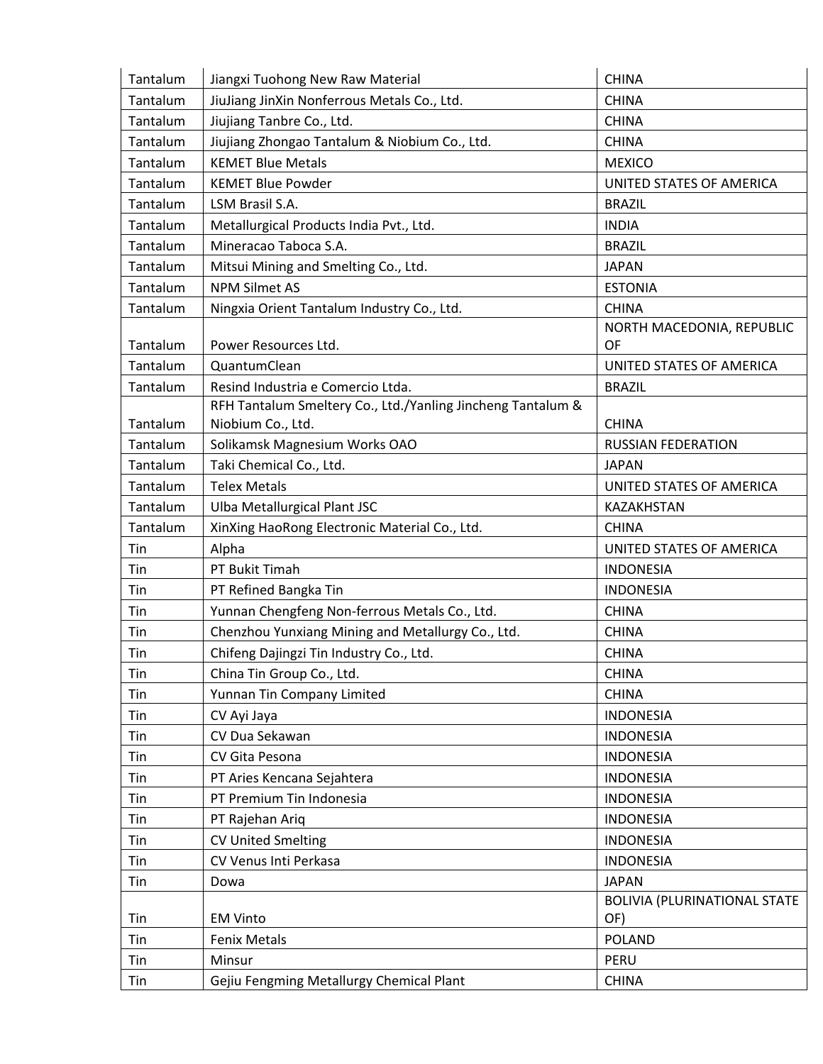| | | |
|---|---|---|
| Tantalum | Jiangxi Tuohong New Raw Material | CHINA |
| Tantalum | JiuJiang JinXin Nonferrous Metals Co., Ltd. | CHINA |
| Tantalum | Jiujiang Tanbre Co., Ltd. | CHINA |
| Tantalum | Jiujiang Zhongao Tantalum & Niobium Co., Ltd. | CHINA |
| Tantalum | KEMET Blue Metals | MEXICO |
| Tantalum | KEMET Blue Powder | UNITED STATES OF AMERICA |
| Tantalum | LSM Brasil S.A. | BRAZIL |
| Tantalum | Metallurgical Products India Pvt., Ltd. | INDIA |
| Tantalum | Mineracao Taboca S.A. | BRAZIL |
| Tantalum | Mitsui Mining and Smelting Co., Ltd. | JAPAN |
| Tantalum | NPM Silmet AS | ESTONIA |
| Tantalum | Ningxia Orient Tantalum Industry Co., Ltd. | CHINA |
| Tantalum | Power Resources Ltd. | NORTH MACEDONIA, REPUBLIC OF |
| Tantalum | QuantumClean | UNITED STATES OF AMERICA |
| Tantalum | Resind Industria e Comercio Ltda. | BRAZIL |
| Tantalum | RFH Tantalum Smeltery Co., Ltd./Yanling Jincheng Tantalum & Niobium Co., Ltd. | CHINA |
| Tantalum | Solikamsk Magnesium Works OAO | RUSSIAN FEDERATION |
| Tantalum | Taki Chemical Co., Ltd. | JAPAN |
| Tantalum | Telex Metals | UNITED STATES OF AMERICA |
| Tantalum | Ulba Metallurgical Plant JSC | KAZAKHSTAN |
| Tantalum | XinXing HaoRong Electronic Material Co., Ltd. | CHINA |
| Tin | Alpha | UNITED STATES OF AMERICA |
| Tin | PT Bukit Timah | INDONESIA |
| Tin | PT Refined Bangka Tin | INDONESIA |
| Tin | Yunnan Chengfeng Non-ferrous Metals Co., Ltd. | CHINA |
| Tin | Chenzhou Yunxiang Mining and Metallurgy Co., Ltd. | CHINA |
| Tin | Chifeng Dajingzi Tin Industry Co., Ltd. | CHINA |
| Tin | China Tin Group Co., Ltd. | CHINA |
| Tin | Yunnan Tin Company Limited | CHINA |
| Tin | CV Ayi Jaya | INDONESIA |
| Tin | CV Dua Sekawan | INDONESIA |
| Tin | CV Gita Pesona | INDONESIA |
| Tin | PT Aries Kencana Sejahtera | INDONESIA |
| Tin | PT Premium Tin Indonesia | INDONESIA |
| Tin | PT Rajehan Ariq | INDONESIA |
| Tin | CV United Smelting | INDONESIA |
| Tin | CV Venus Inti Perkasa | INDONESIA |
| Tin | Dowa | JAPAN |
| Tin | EM Vinto | BOLIVIA (PLURINATIONAL STATE OF) |
| Tin | Fenix Metals | POLAND |
| Tin | Minsur | PERU |
| Tin | Gejiu Fengming Metallurgy Chemical Plant | CHINA |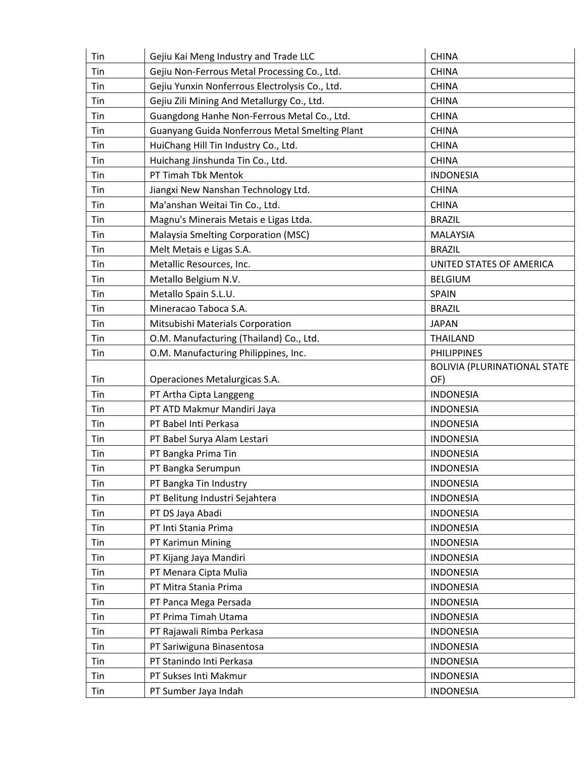| | | |
|---|---|---|
| Tin | Gejiu Kai Meng Industry and Trade LLC | CHINA |
| Tin | Gejiu Non-Ferrous Metal Processing Co., Ltd. | CHINA |
| Tin | Gejiu Yunxin Nonferrous Electrolysis Co., Ltd. | CHINA |
| Tin | Gejiu Zili Mining And Metallurgy Co., Ltd. | CHINA |
| Tin | Guangdong Hanhe Non-Ferrous Metal Co., Ltd. | CHINA |
| Tin | Guanyang Guida Nonferrous Metal Smelting Plant | CHINA |
| Tin | HuiChang Hill Tin Industry Co., Ltd. | CHINA |
| Tin | Huichang Jinshunda Tin Co., Ltd. | CHINA |
| Tin | PT Timah Tbk Mentok | INDONESIA |
| Tin | Jiangxi New Nanshan Technology Ltd. | CHINA |
| Tin | Ma'anshan Weitai Tin Co., Ltd. | CHINA |
| Tin | Magnu's Minerais Metais e Ligas Ltda. | BRAZIL |
| Tin | Malaysia Smelting Corporation (MSC) | MALAYSIA |
| Tin | Melt Metais e Ligas S.A. | BRAZIL |
| Tin | Metallic Resources, Inc. | UNITED STATES OF AMERICA |
| Tin | Metallo Belgium N.V. | BELGIUM |
| Tin | Metallo Spain S.L.U. | SPAIN |
| Tin | Mineracao Taboca S.A. | BRAZIL |
| Tin | Mitsubishi Materials Corporation | JAPAN |
| Tin | O.M. Manufacturing (Thailand) Co., Ltd. | THAILAND |
| Tin | O.M. Manufacturing Philippines, Inc. | PHILIPPINES |
| Tin | Operaciones Metalurgicas S.A. | BOLIVIA (PLURINATIONAL STATE OF) |
| Tin | PT Artha Cipta Langgeng | INDONESIA |
| Tin | PT ATD Makmur Mandiri Jaya | INDONESIA |
| Tin | PT Babel Inti Perkasa | INDONESIA |
| Tin | PT Babel Surya Alam Lestari | INDONESIA |
| Tin | PT Bangka Prima Tin | INDONESIA |
| Tin | PT Bangka Serumpun | INDONESIA |
| Tin | PT Bangka Tin Industry | INDONESIA |
| Tin | PT Belitung Industri Sejahtera | INDONESIA |
| Tin | PT DS Jaya Abadi | INDONESIA |
| Tin | PT Inti Stania Prima | INDONESIA |
| Tin | PT Karimun Mining | INDONESIA |
| Tin | PT Kijang Jaya Mandiri | INDONESIA |
| Tin | PT Menara Cipta Mulia | INDONESIA |
| Tin | PT Mitra Stania Prima | INDONESIA |
| Tin | PT Panca Mega Persada | INDONESIA |
| Tin | PT Prima Timah Utama | INDONESIA |
| Tin | PT Rajawali Rimba Perkasa | INDONESIA |
| Tin | PT Sariwiguna Binasentosa | INDONESIA |
| Tin | PT Stanindo Inti Perkasa | INDONESIA |
| Tin | PT Sukses Inti Makmur | INDONESIA |
| Tin | PT Sumber Jaya Indah | INDONESIA |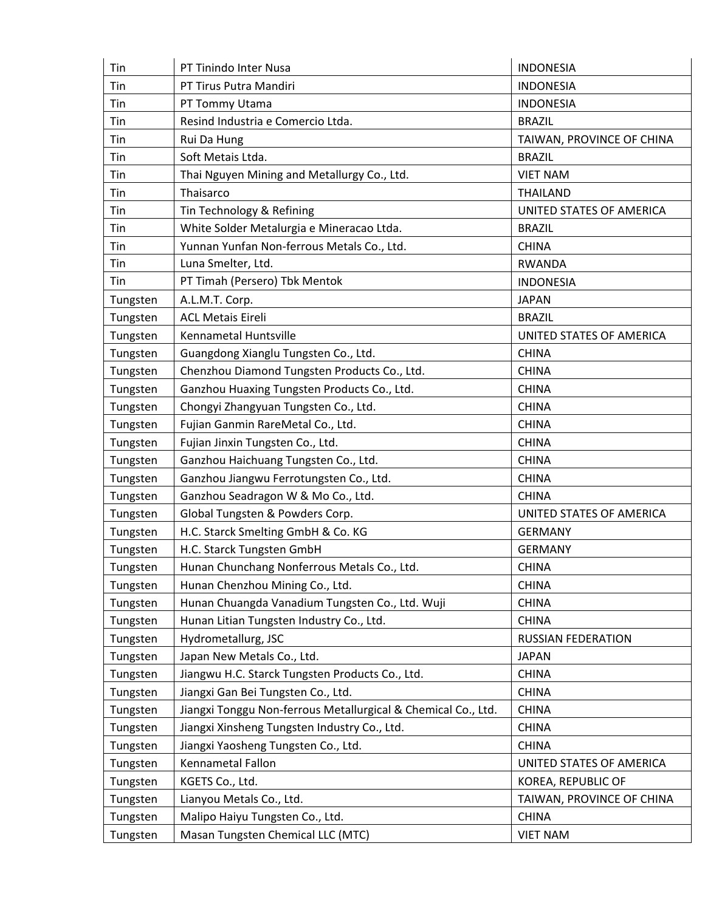| Tin | PT Tinindo Inter Nusa | INDONESIA |
| --- | --- | --- |
| Tin | PT Tirus Putra Mandiri | INDONESIA |
| Tin | PT Tommy Utama | INDONESIA |
| Tin | Resind Industria e Comercio Ltda. | BRAZIL |
| Tin | Rui Da Hung | TAIWAN, PROVINCE OF CHINA |
| Tin | Soft Metais Ltda. | BRAZIL |
| Tin | Thai Nguyen Mining and Metallurgy Co., Ltd. | VIET NAM |
| Tin | Thaisarco | THAILAND |
| Tin | Tin Technology & Refining | UNITED STATES OF AMERICA |
| Tin | White Solder Metalurgia e Mineracao Ltda. | BRAZIL |
| Tin | Yunnan Yunfan Non-ferrous Metals Co., Ltd. | CHINA |
| Tin | Luna Smelter, Ltd. | RWANDA |
| Tin | PT Timah (Persero) Tbk Mentok | INDONESIA |
| Tungsten | A.L.M.T. Corp. | JAPAN |
| Tungsten | ACL Metais Eireli | BRAZIL |
| Tungsten | Kennametal Huntsville | UNITED STATES OF AMERICA |
| Tungsten | Guangdong Xianglu Tungsten Co., Ltd. | CHINA |
| Tungsten | Chenzhou Diamond Tungsten Products Co., Ltd. | CHINA |
| Tungsten | Ganzhou Huaxing Tungsten Products Co., Ltd. | CHINA |
| Tungsten | Chongyi Zhangyuan Tungsten Co., Ltd. | CHINA |
| Tungsten | Fujian Ganmin RareMetal Co., Ltd. | CHINA |
| Tungsten | Fujian Jinxin Tungsten Co., Ltd. | CHINA |
| Tungsten | Ganzhou Haichuang Tungsten Co., Ltd. | CHINA |
| Tungsten | Ganzhou Jiangwu Ferrotungsten Co., Ltd. | CHINA |
| Tungsten | Ganzhou Seadragon W & Mo Co., Ltd. | CHINA |
| Tungsten | Global Tungsten & Powders Corp. | UNITED STATES OF AMERICA |
| Tungsten | H.C. Starck Smelting GmbH & Co. KG | GERMANY |
| Tungsten | H.C. Starck Tungsten GmbH | GERMANY |
| Tungsten | Hunan Chunchang Nonferrous Metals Co., Ltd. | CHINA |
| Tungsten | Hunan Chenzhou Mining Co., Ltd. | CHINA |
| Tungsten | Hunan Chuangda Vanadium Tungsten Co., Ltd. Wuji | CHINA |
| Tungsten | Hunan Litian Tungsten Industry Co., Ltd. | CHINA |
| Tungsten | Hydrometallurg, JSC | RUSSIAN FEDERATION |
| Tungsten | Japan New Metals Co., Ltd. | JAPAN |
| Tungsten | Jiangwu H.C. Starck Tungsten Products Co., Ltd. | CHINA |
| Tungsten | Jiangxi Gan Bei Tungsten Co., Ltd. | CHINA |
| Tungsten | Jiangxi Tonggu Non-ferrous Metallurgical & Chemical Co., Ltd. | CHINA |
| Tungsten | Jiangxi Xinsheng Tungsten Industry Co., Ltd. | CHINA |
| Tungsten | Jiangxi Yaosheng Tungsten Co., Ltd. | CHINA |
| Tungsten | Kennametal Fallon | UNITED STATES OF AMERICA |
| Tungsten | KGETS Co., Ltd. | KOREA, REPUBLIC OF |
| Tungsten | Lianyou Metals Co., Ltd. | TAIWAN, PROVINCE OF CHINA |
| Tungsten | Malipo Haiyu Tungsten Co., Ltd. | CHINA |
| Tungsten | Masan Tungsten Chemical LLC (MTC) | VIET NAM |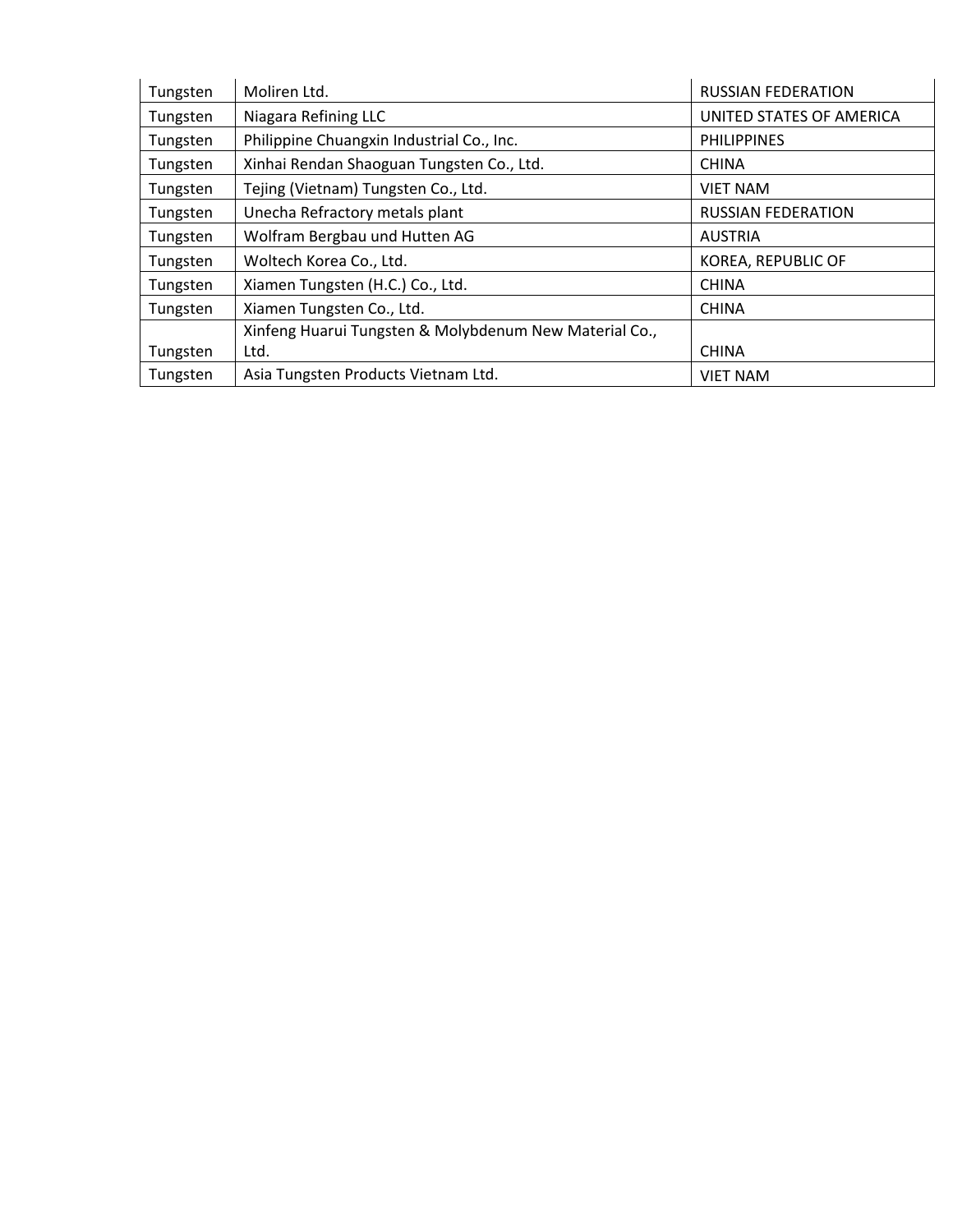| | | |
|---|---|---|
| Tungsten | Moliren Ltd. | RUSSIAN FEDERATION |
| Tungsten | Niagara Refining LLC | UNITED STATES OF AMERICA |
| Tungsten | Philippine Chuangxin Industrial Co., Inc. | PHILIPPINES |
| Tungsten | Xinhai Rendan Shaoguan Tungsten Co., Ltd. | CHINA |
| Tungsten | Tejing (Vietnam) Tungsten Co., Ltd. | VIET NAM |
| Tungsten | Unecha Refractory metals plant | RUSSIAN FEDERATION |
| Tungsten | Wolfram Bergbau und Hutten AG | AUSTRIA |
| Tungsten | Woltech Korea Co., Ltd. | KOREA, REPUBLIC OF |
| Tungsten | Xiamen Tungsten (H.C.) Co., Ltd. | CHINA |
| Tungsten | Xiamen Tungsten Co., Ltd. | CHINA |
| Tungsten | Xinfeng Huarui Tungsten & Molybdenum New Material Co., Ltd. | CHINA |
| Tungsten | Asia Tungsten Products Vietnam Ltd. | VIET NAM |